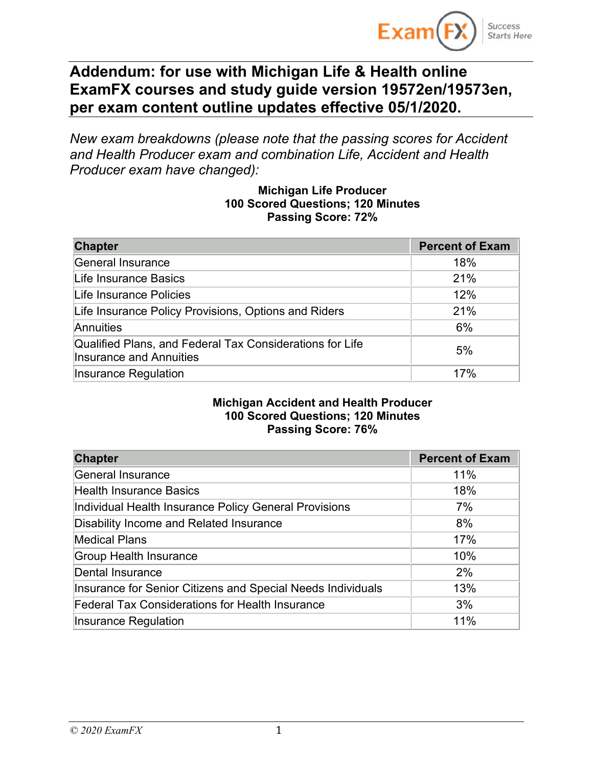# Addendum: for use with Michigan Life & Health online ExamFX courses and study guide version 19572en/19573en, per exam content outline updates effective 05/1/2020.

*New exam breakdowns (please note that the passing scores for Accident and Health Producer exam and combination Life, Accident and Health Producer exam have changed):*

**Michigan Life Producer**
**100 Scored Questions; 120 Minutes**
**Passing Score: 72%**

| Chapter | Percent of Exam |
|---|---|
| General Insurance | 18% |
| Life Insurance Basics | 21% |
| Life Insurance Policies | 12% |
| Life Insurance Policy Provisions, Options and Riders | 21% |
| Annuities | 6% |
| Qualified Plans, and Federal Tax Considerations for Life Insurance and Annuities | 5% |
| Insurance Regulation | 17% |

**Michigan Accident and Health Producer**
**100 Scored Questions; 120 Minutes**
**Passing Score: 76%**

| Chapter | Percent of Exam |
|---|---|
| General Insurance | 11% |
| Health Insurance Basics | 18% |
| Individual Health Insurance Policy General Provisions | 7% |
| Disability Income and Related Insurance | 8% |
| Medical Plans | 17% |
| Group Health Insurance | 10% |
| Dental Insurance | 2% |
| Insurance for Senior Citizens and Special Needs Individuals | 13% |
| Federal Tax Considerations for Health Insurance | 3% |
| Insurance Regulation | 11% |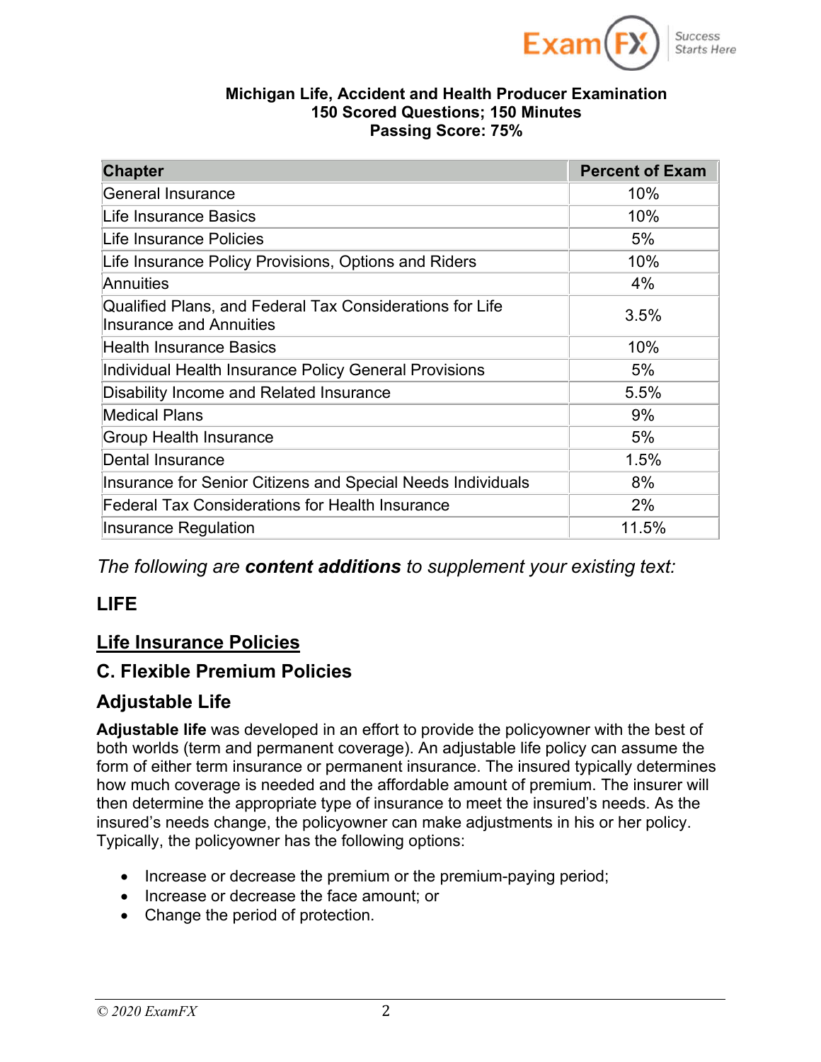**Michigan Life, Accident and Health Producer Examination**
**150 Scored Questions; 150 Minutes**
**Passing Score: 75%**

| Chapter | Percent of Exam |
|---|---|
| General Insurance | 10% |
| Life Insurance Basics | 10% |
| Life Insurance Policies | 5% |
| Life Insurance Policy Provisions, Options and Riders | 10% |
| Annuities | 4% |
| Qualified Plans, and Federal Tax Considerations for Life Insurance and Annuities | 3.5% |
| Health Insurance Basics | 10% |
| Individual Health Insurance Policy General Provisions | 5% |
| Disability Income and Related Insurance | 5.5% |
| Medical Plans | 9% |
| Group Health Insurance | 5% |
| Dental Insurance | 1.5% |
| Insurance for Senior Citizens and Special Needs Individuals | 8% |
| Federal Tax Considerations for Health Insurance | 2% |
| Insurance Regulation | 11.5% |

*The following are **content additions** to supplement your existing text:*

## LIFE

## Life Insurance Policies

### C. Flexible Premium Policies

### Adjustable Life

**Adjustable life** was developed in an effort to provide the policyowner with the best of both worlds (term and permanent coverage). An adjustable life policy can assume the form of either term insurance or permanent insurance. The insured typically determines how much coverage is needed and the affordable amount of premium. The insurer will then determine the appropriate type of insurance to meet the insured's needs. As the insured's needs change, the policyowner can make adjustments in his or her policy. Typically, the policyowner has the following options:

- Increase or decrease the premium or the premium-paying period;
- Increase or decrease the face amount; or
- Change the period of protection.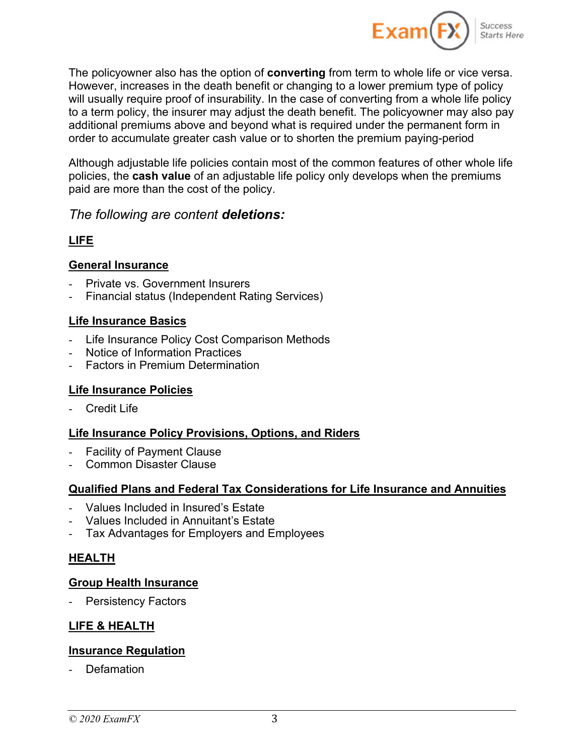The policyowner also has the option of **converting** from term to whole life or vice versa. However, increases in the death benefit or changing to a lower premium type of policy will usually require proof of insurability. In the case of converting from a whole life policy to a term policy, the insurer may adjust the death benefit. The policyowner may also pay additional premiums above and beyond what is required under the permanent form in order to accumulate greater cash value or to shorten the premium paying-period

Although adjustable life policies contain most of the common features of other whole life policies, the **cash value** of an adjustable life policy only develops when the premiums paid are more than the cost of the policy.

### *The following are content **deletions:***

#### LIFE

**General Insurance**

- Private vs. Government Insurers
- Financial status (Independent Rating Services)

**Life Insurance Basics**

- Life Insurance Policy Cost Comparison Methods
- Notice of Information Practices
- Factors in Premium Determination

**Life Insurance Policies**

- Credit Life

**Life Insurance Policy Provisions, Options, and Riders**

- Facility of Payment Clause
- Common Disaster Clause

**Qualified Plans and Federal Tax Considerations for Life Insurance and Annuities**

- Values Included in Insured's Estate
- Values Included in Annuitant's Estate
- Tax Advantages for Employers and Employees

#### HEALTH

**Group Health Insurance**

- Persistency Factors

#### LIFE & HEALTH

**Insurance Regulation**

- Defamation